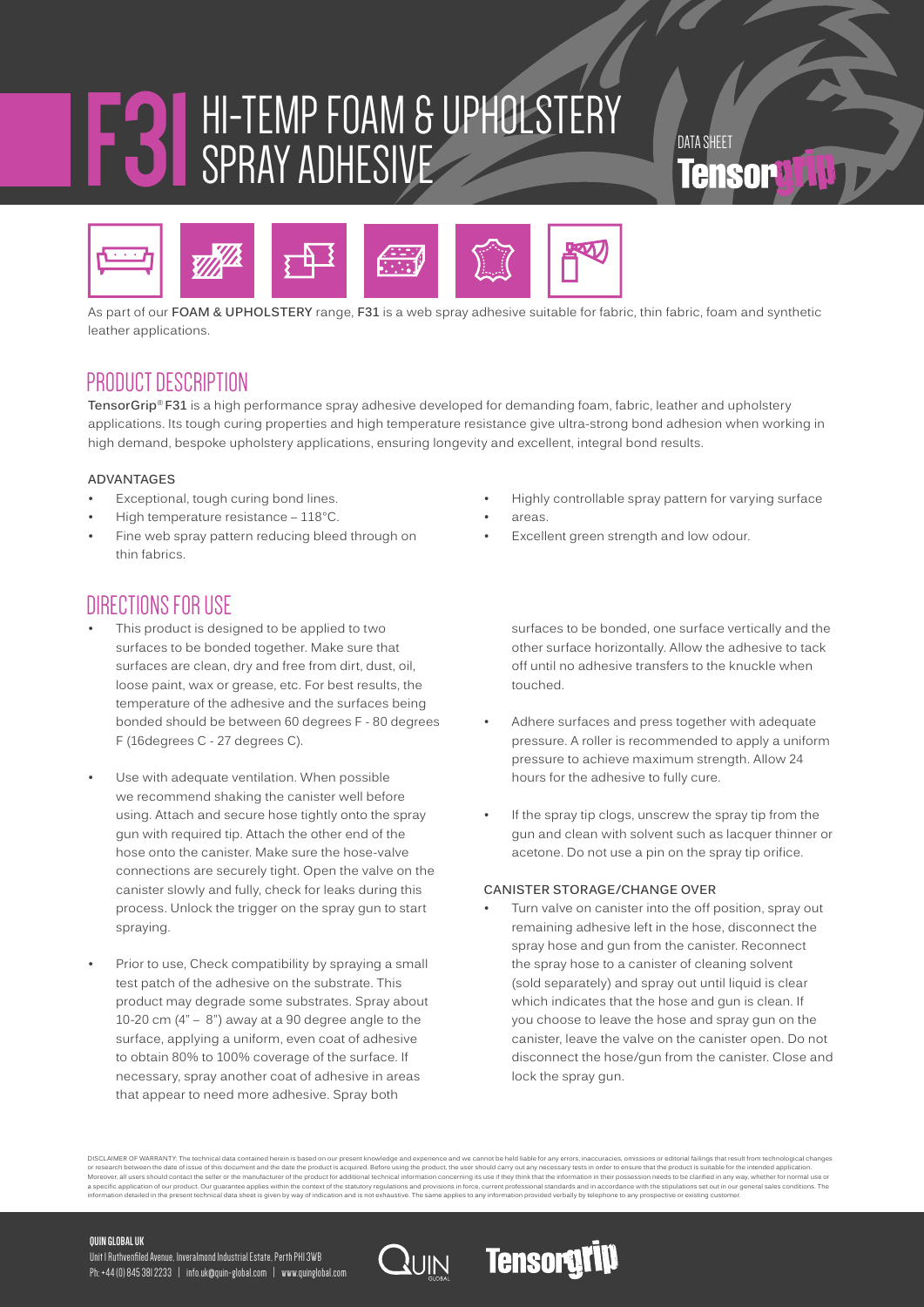# F31 HI-TEMP FOAM & UPHOLSTERY SPRAY ADHESIVE

DATA SHEET

Tensorgrip

As part of our **FOAM & UPHOLSTERY** range, **F31** is a web spray adhesive suitable for fabric, thin fabric, foam and synthetic leather applications.

## PRODUCT DESCRIPTION

**TensorGrip® F31** is a high performance spray adhesive developed for demanding foam, fabric, leather and upholstery applications. Its tough curing properties and high temperature resistance give ultra-strong bond adhesion when working in high demand, bespoke upholstery applications, ensuring longevity and excellent, integral bond results.

### ADVANTAGES

- Exceptional, tough curing bond lines.
- High temperature resistance – 118°C.
- Fine web spray pattern reducing bleed through on thin fabrics.
- Highly controllable spray pattern for varying surface
- areas.
- Excellent green strength and low odour.

## DIRECTIONS FOR USE

- This product is designed to be applied to two surfaces to be bonded together. Make sure that surfaces are clean, dry and free from dirt, dust, oil, loose paint, wax or grease, etc. For best results, the temperature of the adhesive and the surfaces being bonded should be between 60 degrees F - 80 degrees F (16degrees C - 27 degrees C).
- Use with adequate ventilation. When possible we recommend shaking the canister well before using. Attach and secure hose tightly onto the spray gun with required tip. Attach the other end of the hose onto the canister. Make sure the hose-valve connections are securely tight. Open the valve on the canister slowly and fully, check for leaks during this process. Unlock the trigger on the spray gun to start spraying.
- Prior to use, Check compatibility by spraying a small test patch of the adhesive on the substrate. This product may degrade some substrates. Spray about 10-20 cm (4" – 8") away at a 90 degree angle to the surface, applying a uniform, even coat of adhesive to obtain 80% to 100% coverage of the surface. If necessary, spray another coat of adhesive in areas that appear to need more adhesive. Spray both surfaces to be bonded, one surface vertically and the other surface horizontally. Allow the adhesive to tack off until no adhesive transfers to the knuckle when touched.
- Adhere surfaces and press together with adequate pressure. A roller is recommended to apply a uniform pressure to achieve maximum strength. Allow 24 hours for the adhesive to fully cure.
- If the spray tip clogs, unscrew the spray tip from the gun and clean with solvent such as lacquer thinner or acetone. Do not use a pin on the spray tip orifice.

### CANISTER STORAGE/CHANGE OVER

- Turn valve on canister into the off position, spray out remaining adhesive left in the hose, disconnect the spray hose and gun from the canister. Reconnect the spray hose to a canister of cleaning solvent (sold separately) and spray out until liquid is clear which indicates that the hose and gun is clean. If you choose to leave the hose and spray gun on the canister, leave the valve on the canister open. Do not disconnect the hose/gun from the canister. Close and lock the spray gun.

DISCLAIMER OF WARRANTY: The technical data contained herein is based on our present knowledge and experience and we cannot be held liable for any errors, inaccuracies, omissions or editorial failings that result from technological changes or research between the date of issue of this document and the date the product is acquired. Before using the product, the user should carry out any necessary tests in order to ensure that the product is suitable for the intended application. Moreover, all users should contact the seller or the manufacturer of the product for additional technical information concerning its use if they think that the information in their possession needs to be clarified in any way, whether for normal use or a specific application of our product. Our guarantee applies within the context of the statutory regulations and provisions in force, current professional standards and in accordance with the stipulations set out in our general sales conditions. The information detailed in the present technical data sheet is given by way of indication and is not exhaustive. The same applies to any information provided verbally by telephone to any prospective or existing customer.

**QUIN GLOBAL UK**
Unit 1 Ruthvenfiled Avenue, Inveralmond Industrial Estate, Perth PH1 3WB
Ph: +44 (0) 845 381 2233 | info.uk@quin-global.com | www.quinglobal.com

QUIN GLOBAL Tensorgrip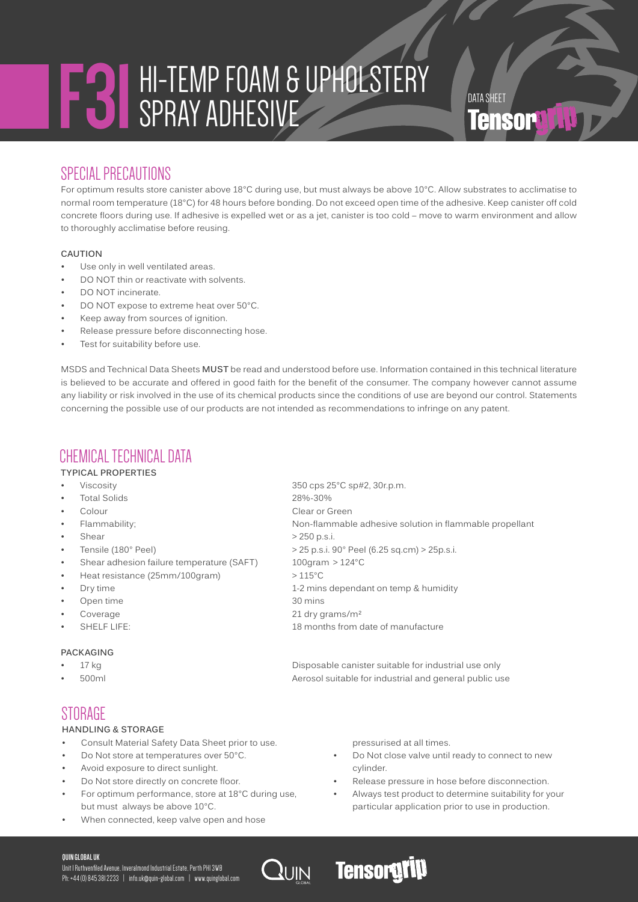# F3 HI-TEMP FOAM & UPHOLSTERY SPRAY ADHESIVE

DATA SHEET

Tensorgrip

## SPECIAL PRECAUTIONS

For optimum results store canister above 18°C during use, but must always be above 10°C. Allow substrates to acclimatise to normal room temperature (18°C) for 48 hours before bonding. Do not exceed open time of the adhesive. Keep canister off cold concrete floors during use. If adhesive is expelled wet or as a jet, canister is too cold – move to warm environment and allow to thoroughly acclimatise before reusing.

**CAUTION**

- Use only in well ventilated areas.
- DO NOT thin or reactivate with solvents.
- DO NOT incinerate.
- DO NOT expose to extreme heat over 50°C.
- Keep away from sources of ignition.
- Release pressure before disconnecting hose.
- Test for suitability before use.

MSDS and Technical Data Sheets **MUST** be read and understood before use. Information contained in this technical literature is believed to be accurate and offered in good faith for the benefit of the consumer. The company however cannot assume any liability or risk involved in the use of its chemical products since the conditions of use are beyond our control. Statements concerning the possible use of our products are not intended as recommendations to infringe on any patent.

## CHEMICAL TECHNICAL DATA

**TYPICAL PROPERTIES**

| | |
|---|---|
| Viscosity | 350 cps 25°C sp#2, 30r.p.m. |
| Total Solids | 28%-30% |
| Colour | Clear or Green |
| Flammability; | Non-flammable adhesive solution in flammable propellant |
| Shear | > 250 p.s.i. |
| Tensile (180° Peel) | > 25 p.s.i. 90° Peel (6.25 sq.cm) > 25p.s.i. |
| Shear adhesion failure temperature (SAFT) | 100gram > 124°C |
| Heat resistance (25mm/100gram) | > 115°C |
| Dry time | 1-2 mins dependant on temp & humidity |
| Open time | 30 mins |
| Coverage | 21 dry grams/m² |
| SHELF LIFE: | 18 months from date of manufacture |

**PACKAGING**

| | |
|---|---|
| 17 kg | Disposable canister suitable for industrial use only |
| 500ml | Aerosol suitable for industrial and general public use |

## STORAGE

**HANDLING & STORAGE**

- Consult Material Safety Data Sheet prior to use.
- Do Not store at temperatures over 50°C.
- Avoid exposure to direct sunlight.
- Do Not store directly on concrete floor.
- For optimum performance, store at 18°C during use, but must always be above 10°C.
- When connected, keep valve open and hose pressurised at all times.
- Do Not close valve until ready to connect to new cylinder.
- Release pressure in hose before disconnection.
- Always test product to determine suitability for your particular application prior to use in production.

**QUIN GLOBAL UK**
Unit 1 Ruthvenfiled Avenue, Inveralmond Industrial Estate, Perth PH1 3WB
Ph: +44 (0) 845 381 2233 | info.uk@quin-global.com | www.quinglobal.com